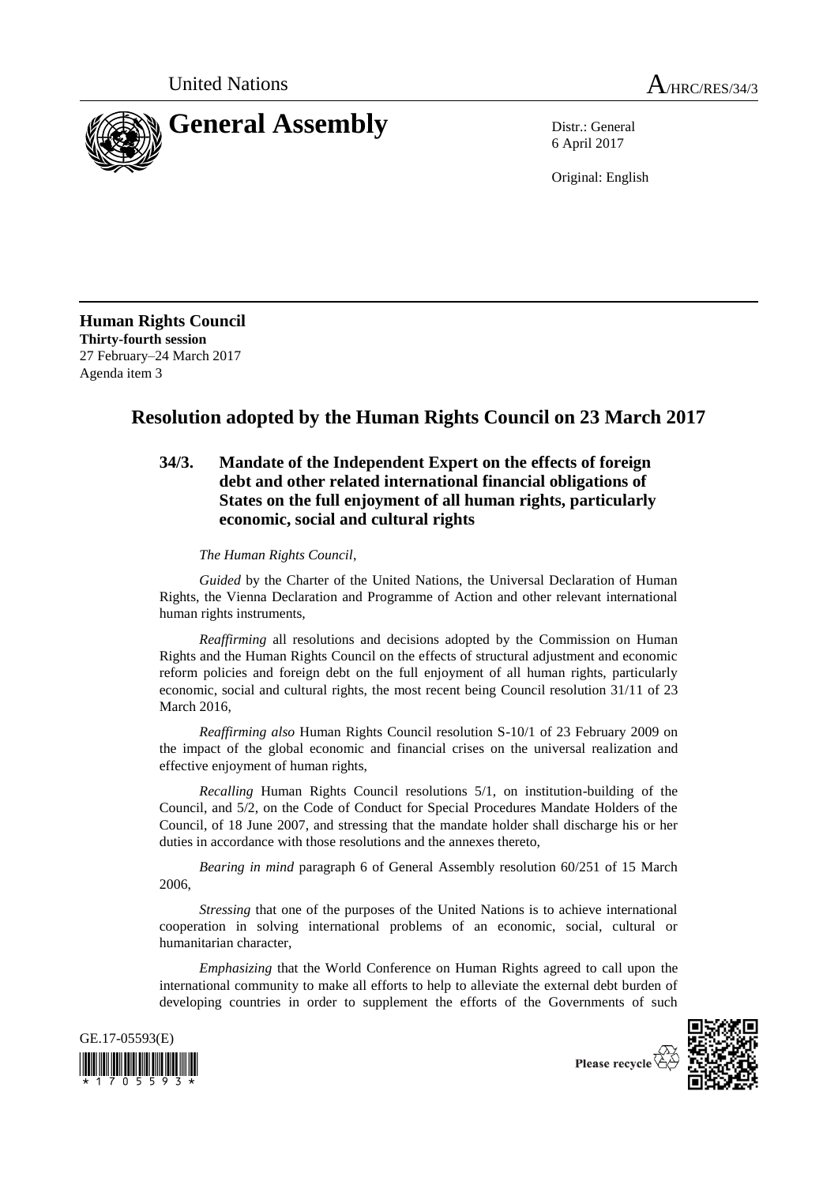United Nations A/HRC/RES/34/3

# General Assembly

Distr.: General
6 April 2017

Original: English

**Human Rights Council**
**Thirty-fourth session**
27 February–24 March 2017
Agenda item 3

## Resolution adopted by the Human Rights Council on 23 March 2017

### 34/3. Mandate of the Independent Expert on the effects of foreign debt and other related international financial obligations of States on the full enjoyment of all human rights, particularly economic, social and cultural rights

*The Human Rights Council*,

*Guided* by the Charter of the United Nations, the Universal Declaration of Human Rights, the Vienna Declaration and Programme of Action and other relevant international human rights instruments,

*Reaffirming* all resolutions and decisions adopted by the Commission on Human Rights and the Human Rights Council on the effects of structural adjustment and economic reform policies and foreign debt on the full enjoyment of all human rights, particularly economic, social and cultural rights, the most recent being Council resolution 31/11 of 23 March 2016,

*Reaffirming also* Human Rights Council resolution S-10/1 of 23 February 2009 on the impact of the global economic and financial crises on the universal realization and effective enjoyment of human rights,

*Recalling* Human Rights Council resolutions 5/1, on institution-building of the Council, and 5/2, on the Code of Conduct for Special Procedures Mandate Holders of the Council, of 18 June 2007, and stressing that the mandate holder shall discharge his or her duties in accordance with those resolutions and the annexes thereto,

*Bearing in mind* paragraph 6 of General Assembly resolution 60/251 of 15 March 2006,

*Stressing* that one of the purposes of the United Nations is to achieve international cooperation in solving international problems of an economic, social, cultural or humanitarian character,

*Emphasizing* that the World Conference on Human Rights agreed to call upon the international community to make all efforts to help to alleviate the external debt burden of developing countries in order to supplement the efforts of the Governments of such

GE.17-05593(E)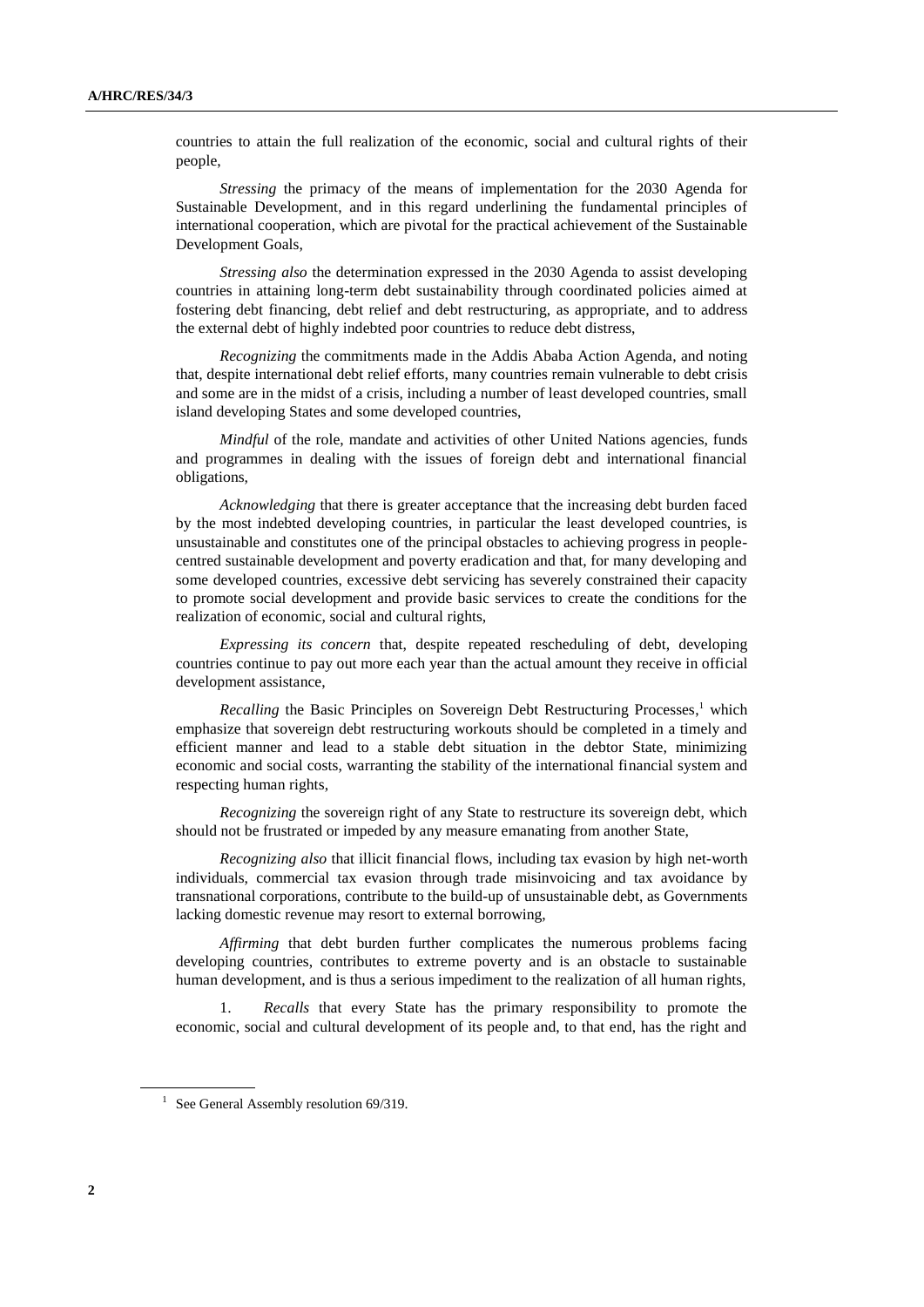countries to attain the full realization of the economic, social and cultural rights of their people,

*Stressing* the primacy of the means of implementation for the 2030 Agenda for Sustainable Development, and in this regard underlining the fundamental principles of international cooperation, which are pivotal for the practical achievement of the Sustainable Development Goals,

*Stressing also* the determination expressed in the 2030 Agenda to assist developing countries in attaining long-term debt sustainability through coordinated policies aimed at fostering debt financing, debt relief and debt restructuring, as appropriate, and to address the external debt of highly indebted poor countries to reduce debt distress,

*Recognizing* the commitments made in the Addis Ababa Action Agenda, and noting that, despite international debt relief efforts, many countries remain vulnerable to debt crisis and some are in the midst of a crisis, including a number of least developed countries, small island developing States and some developed countries,

*Mindful* of the role, mandate and activities of other United Nations agencies, funds and programmes in dealing with the issues of foreign debt and international financial obligations,

*Acknowledging* that there is greater acceptance that the increasing debt burden faced by the most indebted developing countries, in particular the least developed countries, is unsustainable and constitutes one of the principal obstacles to achieving progress in people-centred sustainable development and poverty eradication and that, for many developing and some developed countries, excessive debt servicing has severely constrained their capacity to promote social development and provide basic services to create the conditions for the realization of economic, social and cultural rights,

*Expressing its concern* that, despite repeated rescheduling of debt, developing countries continue to pay out more each year than the actual amount they receive in official development assistance,

*Recalling* the Basic Principles on Sovereign Debt Restructuring Processes,[1] which emphasize that sovereign debt restructuring workouts should be completed in a timely and efficient manner and lead to a stable debt situation in the debtor State, minimizing economic and social costs, warranting the stability of the international financial system and respecting human rights,

*Recognizing* the sovereign right of any State to restructure its sovereign debt, which should not be frustrated or impeded by any measure emanating from another State,

*Recognizing also* that illicit financial flows, including tax evasion by high net-worth individuals, commercial tax evasion through trade misinvoicing and tax avoidance by transnational corporations, contribute to the build-up of unsustainable debt, as Governments lacking domestic revenue may resort to external borrowing,

*Affirming* that debt burden further complicates the numerous problems facing developing countries, contributes to extreme poverty and is an obstacle to sustainable human development, and is thus a serious impediment to the realization of all human rights,

1. *Recalls* that every State has the primary responsibility to promote the economic, social and cultural development of its people and, to that end, has the right and

[1] See General Assembly resolution 69/319.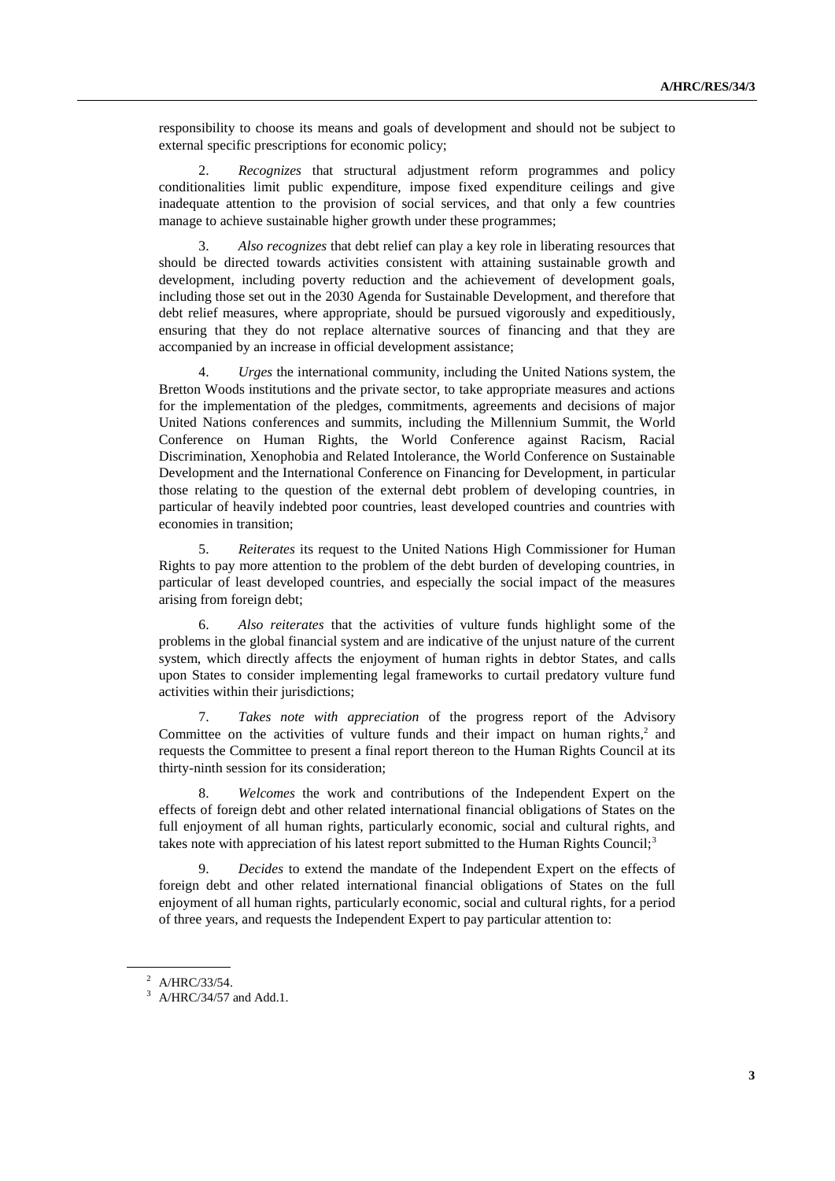responsibility to choose its means and goals of development and should not be subject to external specific prescriptions for economic policy;

2. *Recognizes* that structural adjustment reform programmes and policy conditionalities limit public expenditure, impose fixed expenditure ceilings and give inadequate attention to the provision of social services, and that only a few countries manage to achieve sustainable higher growth under these programmes;

3. *Also recognizes* that debt relief can play a key role in liberating resources that should be directed towards activities consistent with attaining sustainable growth and development, including poverty reduction and the achievement of development goals, including those set out in the 2030 Agenda for Sustainable Development, and therefore that debt relief measures, where appropriate, should be pursued vigorously and expeditiously, ensuring that they do not replace alternative sources of financing and that they are accompanied by an increase in official development assistance;

4. *Urges* the international community, including the United Nations system, the Bretton Woods institutions and the private sector, to take appropriate measures and actions for the implementation of the pledges, commitments, agreements and decisions of major United Nations conferences and summits, including the Millennium Summit, the World Conference on Human Rights, the World Conference against Racism, Racial Discrimination, Xenophobia and Related Intolerance, the World Conference on Sustainable Development and the International Conference on Financing for Development, in particular those relating to the question of the external debt problem of developing countries, in particular of heavily indebted poor countries, least developed countries and countries with economies in transition;

5. *Reiterates* its request to the United Nations High Commissioner for Human Rights to pay more attention to the problem of the debt burden of developing countries, in particular of least developed countries, and especially the social impact of the measures arising from foreign debt;

6. *Also reiterates* that the activities of vulture funds highlight some of the problems in the global financial system and are indicative of the unjust nature of the current system, which directly affects the enjoyment of human rights in debtor States, and calls upon States to consider implementing legal frameworks to curtail predatory vulture fund activities within their jurisdictions;

7. *Takes note with appreciation* of the progress report of the Advisory Committee on the activities of vulture funds and their impact on human rights,[2] and requests the Committee to present a final report thereon to the Human Rights Council at its thirty-ninth session for its consideration;

8. *Welcomes* the work and contributions of the Independent Expert on the effects of foreign debt and other related international financial obligations of States on the full enjoyment of all human rights, particularly economic, social and cultural rights, and takes note with appreciation of his latest report submitted to the Human Rights Council;[3]

9. *Decides* to extend the mandate of the Independent Expert on the effects of foreign debt and other related international financial obligations of States on the full enjoyment of all human rights, particularly economic, social and cultural rights, for a period of three years, and requests the Independent Expert to pay particular attention to:

---

[2] A/HRC/33/54.

[3] A/HRC/34/57 and Add.1.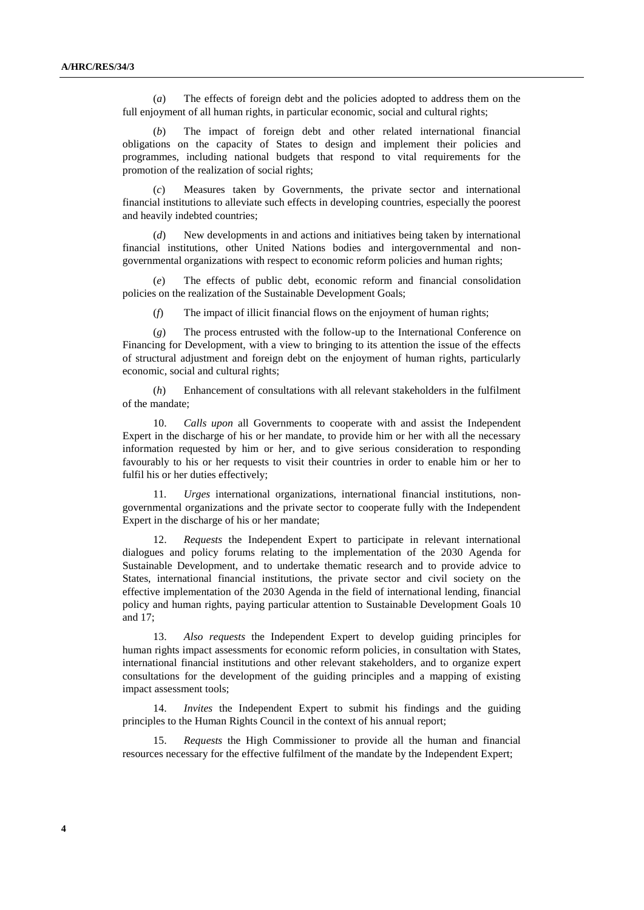(*a*) The effects of foreign debt and the policies adopted to address them on the full enjoyment of all human rights, in particular economic, social and cultural rights;

(*b*) The impact of foreign debt and other related international financial obligations on the capacity of States to design and implement their policies and programmes, including national budgets that respond to vital requirements for the promotion of the realization of social rights;

(*c*) Measures taken by Governments, the private sector and international financial institutions to alleviate such effects in developing countries, especially the poorest and heavily indebted countries;

(*d*) New developments in and actions and initiatives being taken by international financial institutions, other United Nations bodies and intergovernmental and non-governmental organizations with respect to economic reform policies and human rights;

(*e*) The effects of public debt, economic reform and financial consolidation policies on the realization of the Sustainable Development Goals;

(*f*) The impact of illicit financial flows on the enjoyment of human rights;

(*g*) The process entrusted with the follow-up to the International Conference on Financing for Development, with a view to bringing to its attention the issue of the effects of structural adjustment and foreign debt on the enjoyment of human rights, particularly economic, social and cultural rights;

(*h*) Enhancement of consultations with all relevant stakeholders in the fulfilment of the mandate;

10. *Calls upon* all Governments to cooperate with and assist the Independent Expert in the discharge of his or her mandate, to provide him or her with all the necessary information requested by him or her, and to give serious consideration to responding favourably to his or her requests to visit their countries in order to enable him or her to fulfil his or her duties effectively;

11. *Urges* international organizations, international financial institutions, non-governmental organizations and the private sector to cooperate fully with the Independent Expert in the discharge of his or her mandate;

12. *Requests* the Independent Expert to participate in relevant international dialogues and policy forums relating to the implementation of the 2030 Agenda for Sustainable Development, and to undertake thematic research and to provide advice to States, international financial institutions, the private sector and civil society on the effective implementation of the 2030 Agenda in the field of international lending, financial policy and human rights, paying particular attention to Sustainable Development Goals 10 and 17;

13. *Also requests* the Independent Expert to develop guiding principles for human rights impact assessments for economic reform policies, in consultation with States, international financial institutions and other relevant stakeholders, and to organize expert consultations for the development of the guiding principles and a mapping of existing impact assessment tools;

14. *Invites* the Independent Expert to submit his findings and the guiding principles to the Human Rights Council in the context of his annual report;

15. *Requests* the High Commissioner to provide all the human and financial resources necessary for the effective fulfilment of the mandate by the Independent Expert;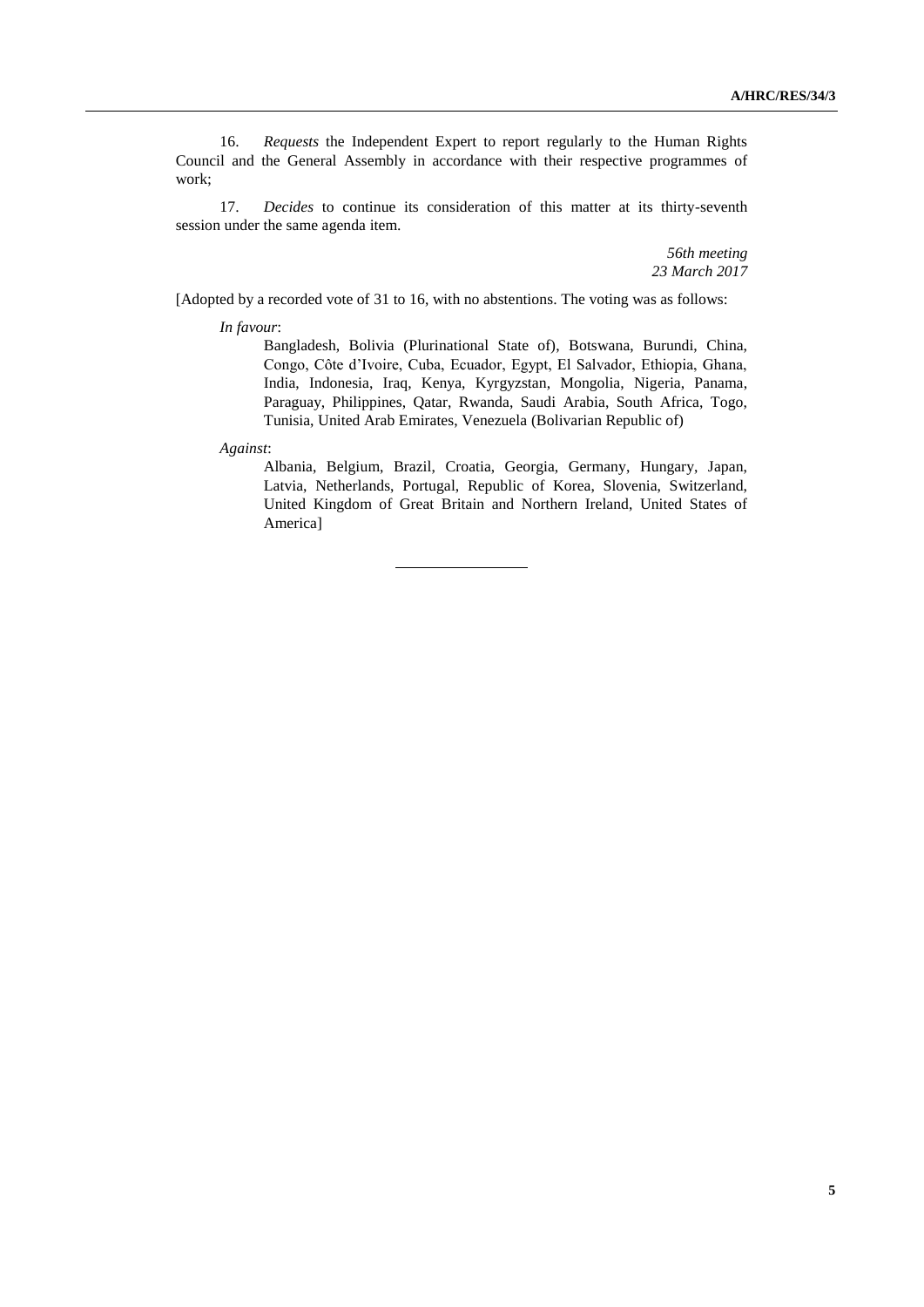16. *Requests* the Independent Expert to report regularly to the Human Rights Council and the General Assembly in accordance with their respective programmes of work;

17. *Decides* to continue its consideration of this matter at its thirty-seventh session under the same agenda item.

*56th meeting*
*23 March 2017*

[Adopted by a recorded vote of 31 to 16, with no abstentions. The voting was as follows:

*In favour*:

Bangladesh, Bolivia (Plurinational State of), Botswana, Burundi, China, Congo, Côte d'Ivoire, Cuba, Ecuador, Egypt, El Salvador, Ethiopia, Ghana, India, Indonesia, Iraq, Kenya, Kyrgyzstan, Mongolia, Nigeria, Panama, Paraguay, Philippines, Qatar, Rwanda, Saudi Arabia, South Africa, Togo, Tunisia, United Arab Emirates, Venezuela (Bolivarian Republic of)

*Against*:

Albania, Belgium, Brazil, Croatia, Georgia, Germany, Hungary, Japan, Latvia, Netherlands, Portugal, Republic of Korea, Slovenia, Switzerland, United Kingdom of Great Britain and Northern Ireland, United States of America]